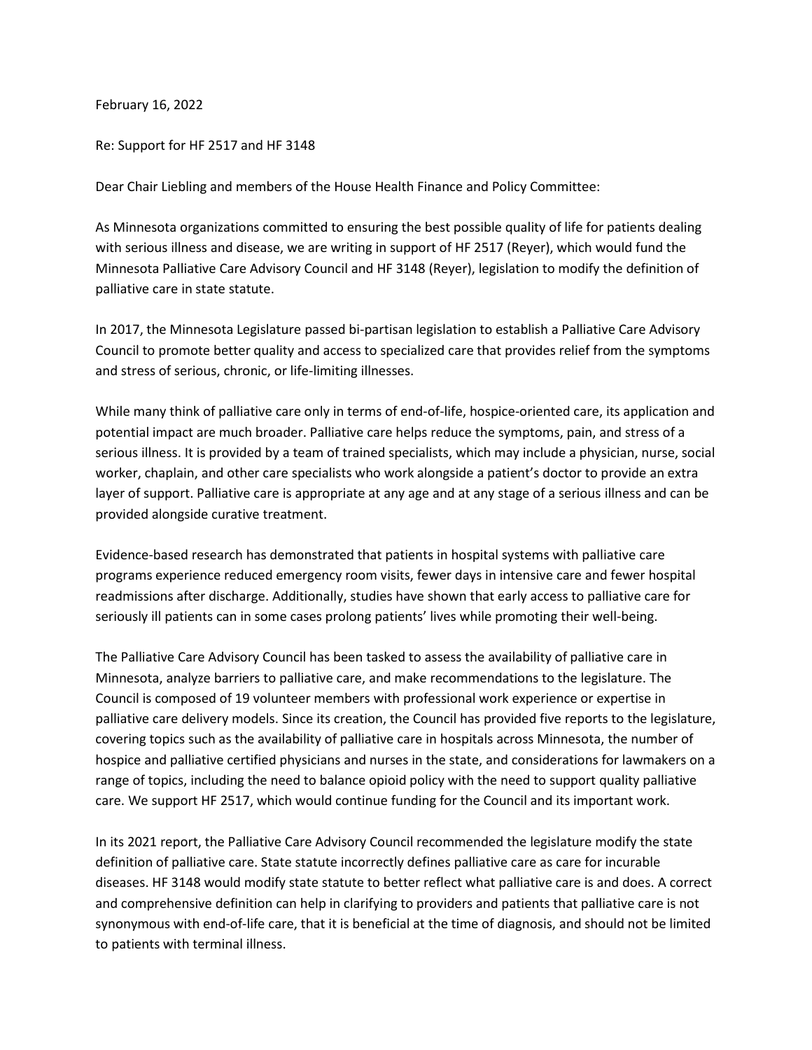February 16, 2022

Re: Support for HF 2517 and HF 3148

Dear Chair Liebling and members of the House Health Finance and Policy Committee:

As Minnesota organizations committed to ensuring the best possible quality of life for patients dealing with serious illness and disease, we are writing in support of HF 2517 (Reyer), which would fund the Minnesota Palliative Care Advisory Council and HF 3148 (Reyer), legislation to modify the definition of palliative care in state statute.

In 2017, the Minnesota Legislature passed bi-partisan legislation to establish a Palliative Care Advisory Council to promote better quality and access to specialized care that provides relief from the symptoms and stress of serious, chronic, or life-limiting illnesses.

While many think of palliative care only in terms of end-of-life, hospice-oriented care, its application and potential impact are much broader. Palliative care helps reduce the symptoms, pain, and stress of a serious illness. It is provided by a team of trained specialists, which may include a physician, nurse, social worker, chaplain, and other care specialists who work alongside a patient's doctor to provide an extra layer of support. Palliative care is appropriate at any age and at any stage of a serious illness and can be provided alongside curative treatment.

Evidence-based research has demonstrated that patients in hospital systems with palliative care programs experience reduced emergency room visits, fewer days in intensive care and fewer hospital readmissions after discharge. Additionally, studies have shown that early access to palliative care for seriously ill patients can in some cases prolong patients' lives while promoting their well-being.

The Palliative Care Advisory Council has been tasked to assess the availability of palliative care in Minnesota, analyze barriers to palliative care, and make recommendations to the legislature. The Council is composed of 19 volunteer members with professional work experience or expertise in palliative care delivery models. Since its creation, the Council has provided five reports to the legislature, covering topics such as the availability of palliative care in hospitals across Minnesota, the number of hospice and palliative certified physicians and nurses in the state, and considerations for lawmakers on a range of topics, including the need to balance opioid policy with the need to support quality palliative care. We support HF 2517, which would continue funding for the Council and its important work.

In its 2021 report, the Palliative Care Advisory Council recommended the legislature modify the state definition of palliative care. State statute incorrectly defines palliative care as care for incurable diseases. HF 3148 would modify state statute to better reflect what palliative care is and does. A correct and comprehensive definition can help in clarifying to providers and patients that palliative care is not synonymous with end-of-life care, that it is beneficial at the time of diagnosis, and should not be limited to patients with terminal illness.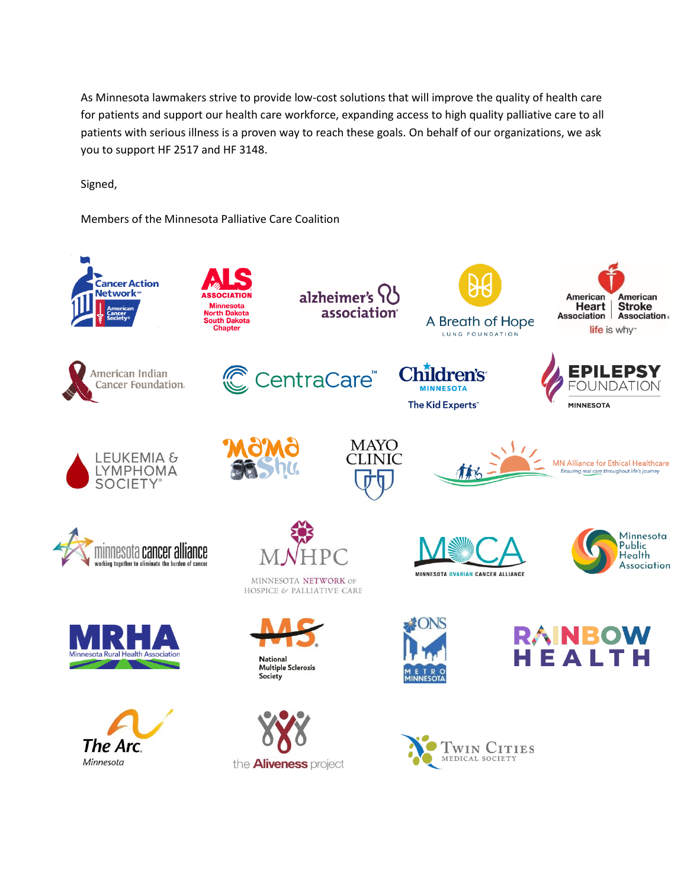As Minnesota lawmakers strive to provide low-cost solutions that will improve the quality of health care for patients and support our health care workforce, expanding access to high quality palliative care to all patients with serious illness is a proven way to reach these goals. On behalf of our organizations, we ask you to support HF 2517 and HF 3148.

Signed,

Members of the Minnesota Palliative Care Coalition